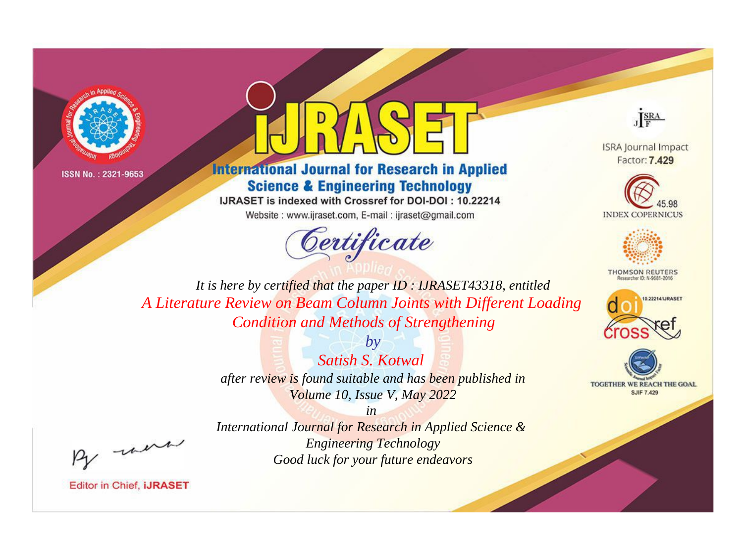ISSN No. : 2321-9653

# iJRASET

## International Journal for Research in Applied Science & Engineering Technology

IJRASET is indexed with Crossref for DOI-DOI : 10.22214

Website : www.ijraset.com, E-mail : ijraset@gmail.com

ISRA Journal Impact Factor: **7.429**

45.98 INDEX COPERNICUS

THOMSON REUTERS Researcher ID: N-9681-2016

10.22214/IJRASET

TOGETHER WE REACH THE GOAL SJIF 7.429

# *Certificate*

*It is here by certified that the paper ID : IJRASET43318, entitled*

*A Literature Review on Beam Column Joints with Different Loading Condition and Methods of Strengthening*

*by*

*Satish S. Kotwal*

*after review is found suitable and has been published in Volume 10, Issue V, May 2022*

*in*

*International Journal for Research in Applied Science & Engineering Technology*

*Good luck for your future endeavors*

Editor in Chief, **iJRASET**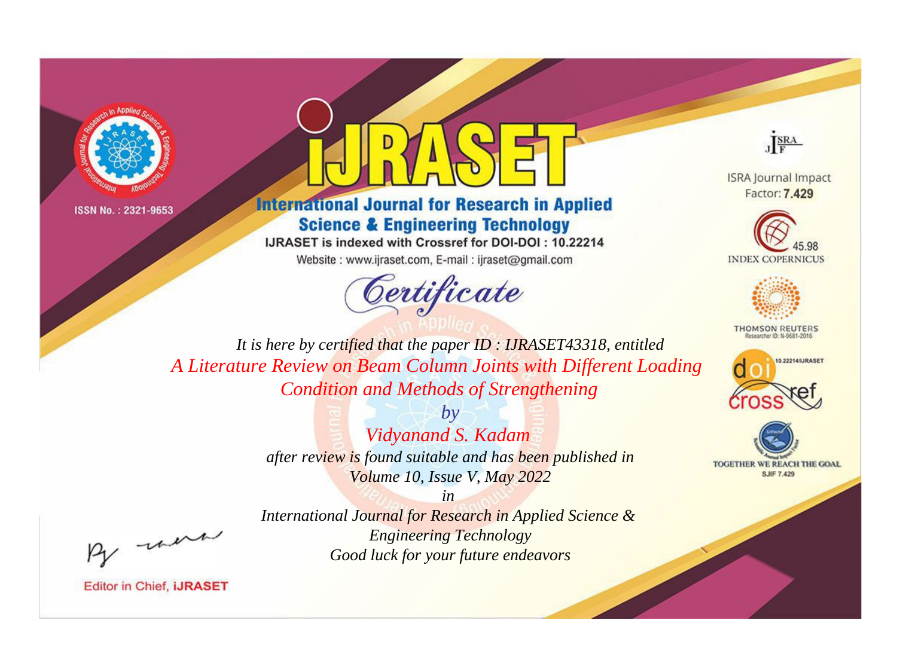ISSN No. : 2321-9653

# iJRASET

## International Journal for Research in Applied Science & Engineering Technology

IJRASET is indexed with Crossref for DOI-DOI : 10.22214

Website : www.ijraset.com, E-mail : ijraset@gmail.com

ISRA Journal Impact Factor: **7.429**

45.98 INDEX COPERNICUS

THOMSON REUTERS Researcher ID: N-9681-2016

10.22214/IJRASET

TOGETHER WE REACH THE GOAL SJIF 7.429

# Certificate

*It is here by certified that the paper ID : IJRASET43318, entitled*

*A Literature Review on Beam Column Joints with Different Loading Condition and Methods of Strengthening*

*by*

*Vidyanand S. Kadam*

*after review is found suitable and has been published in*

*Volume 10, Issue V, May 2022*

*in*

*International Journal for Research in Applied Science & Engineering Technology*

*Good luck for your future endeavors*

Editor in Chief, iJRASET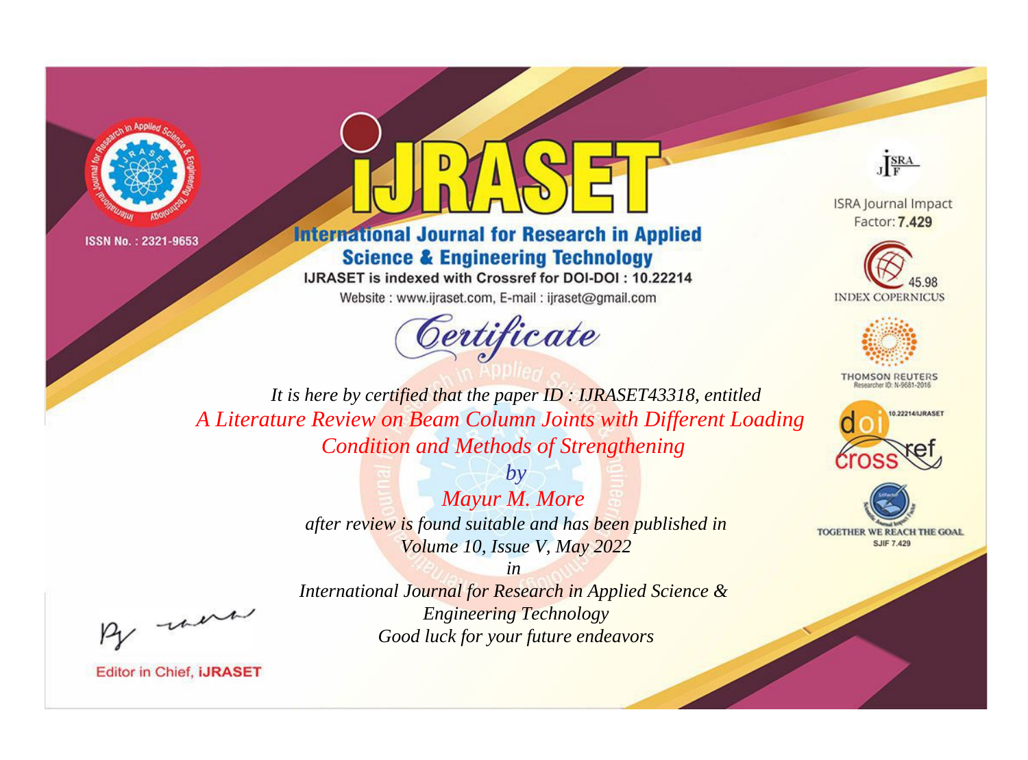ISSN No. : 2321-9653

# iJRASET

## International Journal for Research in Applied Science & Engineering Technology

IJRASET is indexed with Crossref for DOI-DOI : 10.22214

Website : www.ijraset.com, E-mail : ijraset@gmail.com

ISRA Journal Impact Factor: **7.429**

45.98 INDEX COPERNICUS

THOMSON REUTERS Researcher ID: N-9681-2016

10.22214/IJRASET

TOGETHER WE REACH THE GOAL SJIF 7.429

*Certificate*

*It is here by certified that the paper ID : IJRASET43318, entitled*

*A Literature Review on Beam Column Joints with Different Loading Condition and Methods of Strengthening*

*by*

*Mayur M. More*

*after review is found suitable and has been published in*

*Volume 10, Issue V, May 2022*

*in*

*International Journal for Research in Applied Science & Engineering Technology*

*Good luck for your future endeavors*

Editor in Chief, **iJRASET**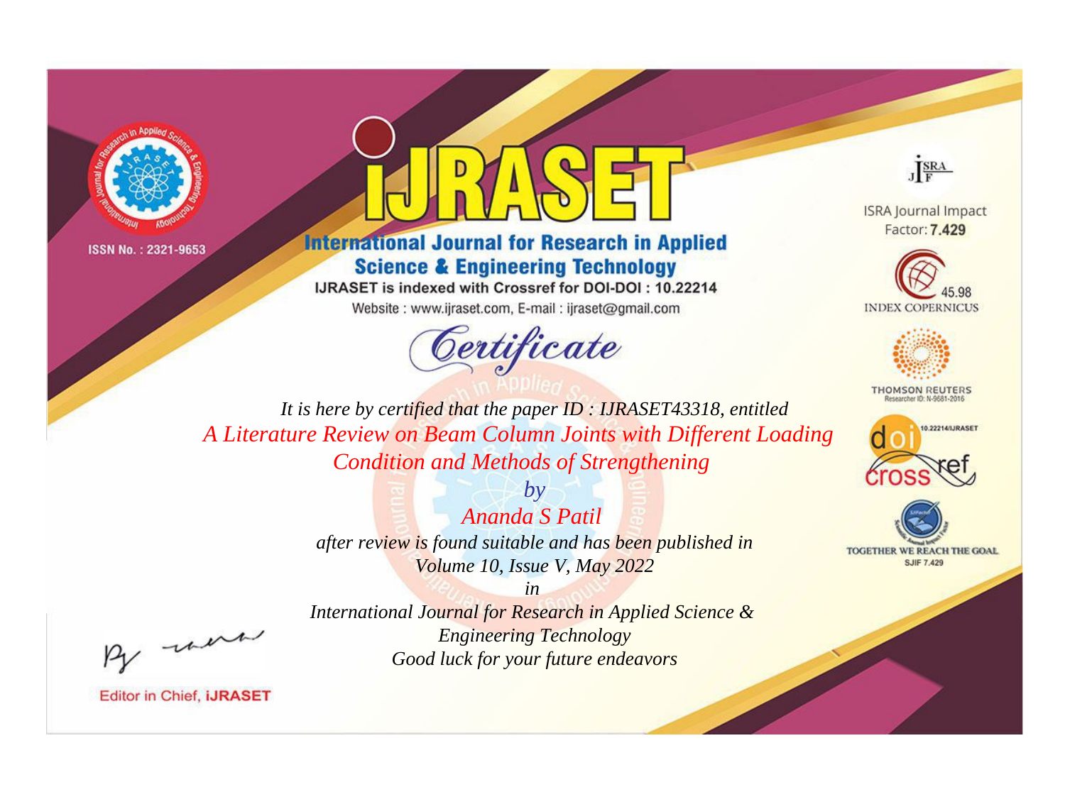ISSN No. : 2321-9653

# iJRASET

## International Journal for Research in Applied Science & Engineering Technology

IJRASET is indexed with Crossref for DOI-DOI : 10.22214

Website : www.ijraset.com, E-mail : ijraset@gmail.com

ISRA Journal Impact Factor: **7.429**

45.98 INDEX COPERNICUS

THOMSON REUTERS Researcher ID: N-9681-2016

10.22214/IJRASET

TOGETHER WE REACH THE GOAL SJIF 7.429

*Certificate*

*It is here by certified that the paper ID : IJRASET43318, entitled*

*A Literature Review on Beam Column Joints with Different Loading Condition and Methods of Strengthening*

*by*

*Ananda S Patil*

*after review is found suitable and has been published in*

*Volume 10, Issue V, May 2022*

*in*

*International Journal for Research in Applied Science & Engineering Technology*

*Good luck for your future endeavors*

Editor in Chief, **iJRASET**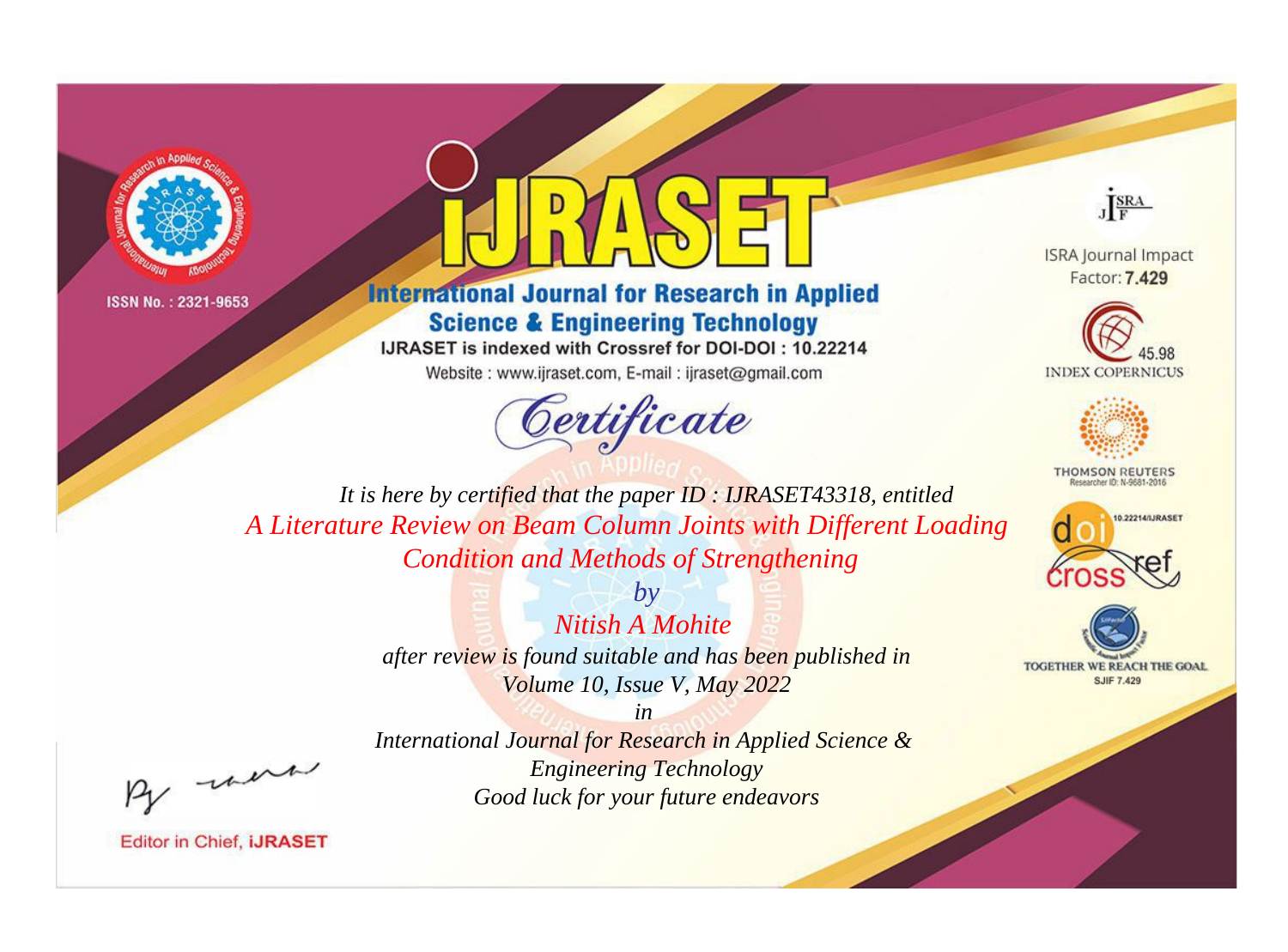ISSN No. : 2321-9653

# iJRASET

## International Journal for Research in Applied Science & Engineering Technology

IJRASET is indexed with Crossref for DOI-DOI : 10.22214

Website : www.ijraset.com, E-mail : ijraset@gmail.com

ISRA Journal Impact Factor: **7.429**

45.98 INDEX COPERNICUS

THOMSON REUTERS Researcher ID: N-9681-2016

10.22214/IJRASET

TOGETHER WE REACH THE GOAL SJIF 7.429

# *Certificate*

*It is here by certified that the paper ID : IJRASET43318, entitled*

*A Literature Review on Beam Column Joints with Different Loading Condition and Methods of Strengthening*

*by*

*Nitish A Mohite*

*after review is found suitable and has been published in*

*Volume 10, Issue V, May 2022*

*in*

*International Journal for Research in Applied Science & Engineering Technology*

*Good luck for your future endeavors*

Editor in Chief, **iJRASET**